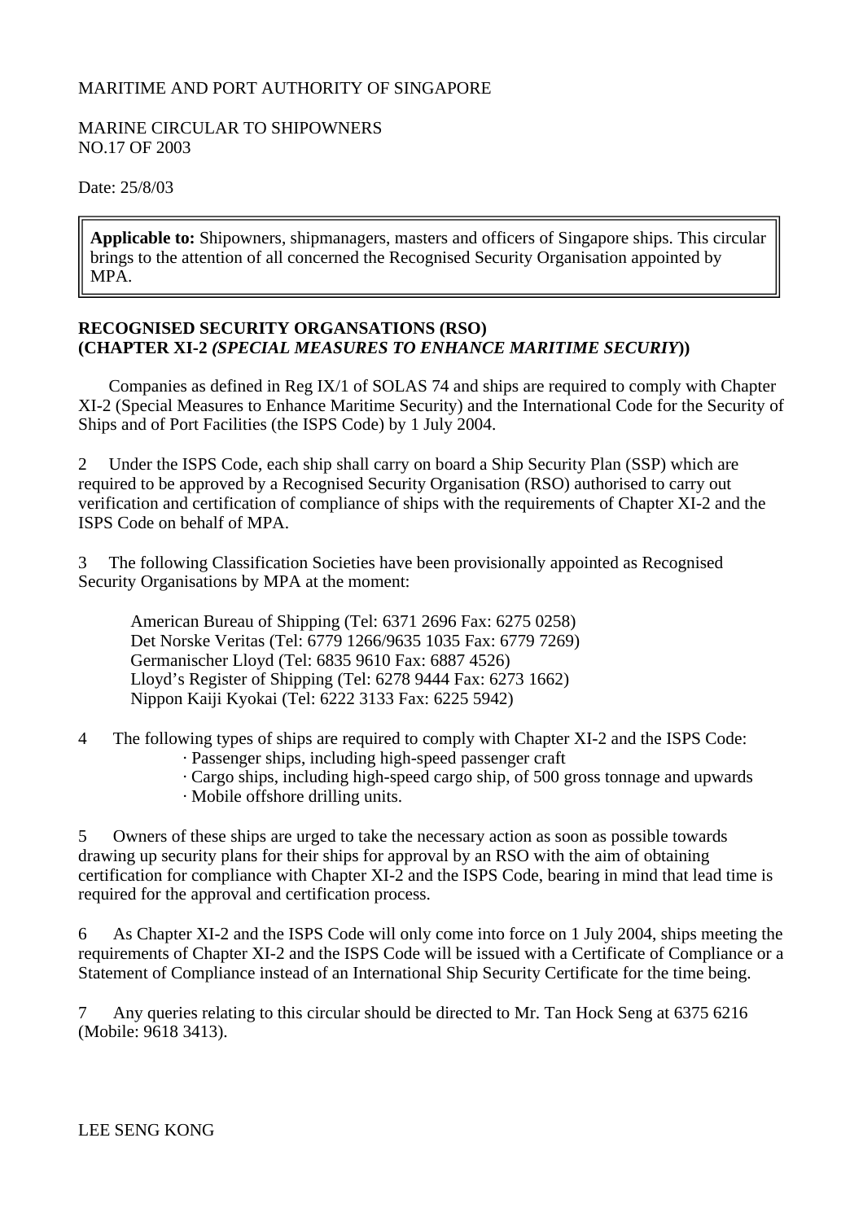MARITIME AND PORT AUTHORITY OF SINGAPORE

MARINE CIRCULAR TO SHIPOWNERS
NO.17 OF 2003

Date: 25/8/03

> **Applicable to:** Shipowners, shipmanagers, masters and officers of Singapore ships. This circular brings to the attention of all concerned the Recognised Security Organisation appointed by MPA.

**RECOGNISED SECURITY ORGANSATIONS (RSO)**
**(CHAPTER XI-2** ***(SPECIAL MEASURES TO ENHANCE MARITIME SECURIY)*****)**

Companies as defined in Reg IX/1 of SOLAS 74 and ships are required to comply with Chapter XI-2 (Special Measures to Enhance Maritime Security) and the International Code for the Security of Ships and of Port Facilities (the ISPS Code) by 1 July 2004.

2 Under the ISPS Code, each ship shall carry on board a Ship Security Plan (SSP) which are required to be approved by a Recognised Security Organisation (RSO) authorised to carry out verification and certification of compliance of ships with the requirements of Chapter XI-2 and the ISPS Code on behalf of MPA.

3 The following Classification Societies have been provisionally appointed as Recognised Security Organisations by MPA at the moment:

American Bureau of Shipping (Tel: 6371 2696 Fax: 6275 0258)
Det Norske Veritas (Tel: 6779 1266/9635 1035 Fax: 6779 7269)
Germanischer Lloyd (Tel: 6835 9610 Fax: 6887 4526)
Lloyd's Register of Shipping (Tel: 6278 9444 Fax: 6273 1662)
Nippon Kaiji Kyokai (Tel: 6222 3133 Fax: 6225 5942)

4 The following types of ships are required to comply with Chapter XI-2 and the ISPS Code:

· Passenger ships, including high-speed passenger craft
· Cargo ships, including high-speed cargo ship, of 500 gross tonnage and upwards
· Mobile offshore drilling units.

5 Owners of these ships are urged to take the necessary action as soon as possible towards drawing up security plans for their ships for approval by an RSO with the aim of obtaining certification for compliance with Chapter XI-2 and the ISPS Code, bearing in mind that lead time is required for the approval and certification process.

6 As Chapter XI-2 and the ISPS Code will only come into force on 1 July 2004, ships meeting the requirements of Chapter XI-2 and the ISPS Code will be issued with a Certificate of Compliance or a Statement of Compliance instead of an International Ship Security Certificate for the time being.

7 Any queries relating to this circular should be directed to Mr. Tan Hock Seng at 6375 6216 (Mobile: 9618 3413).

LEE SENG KONG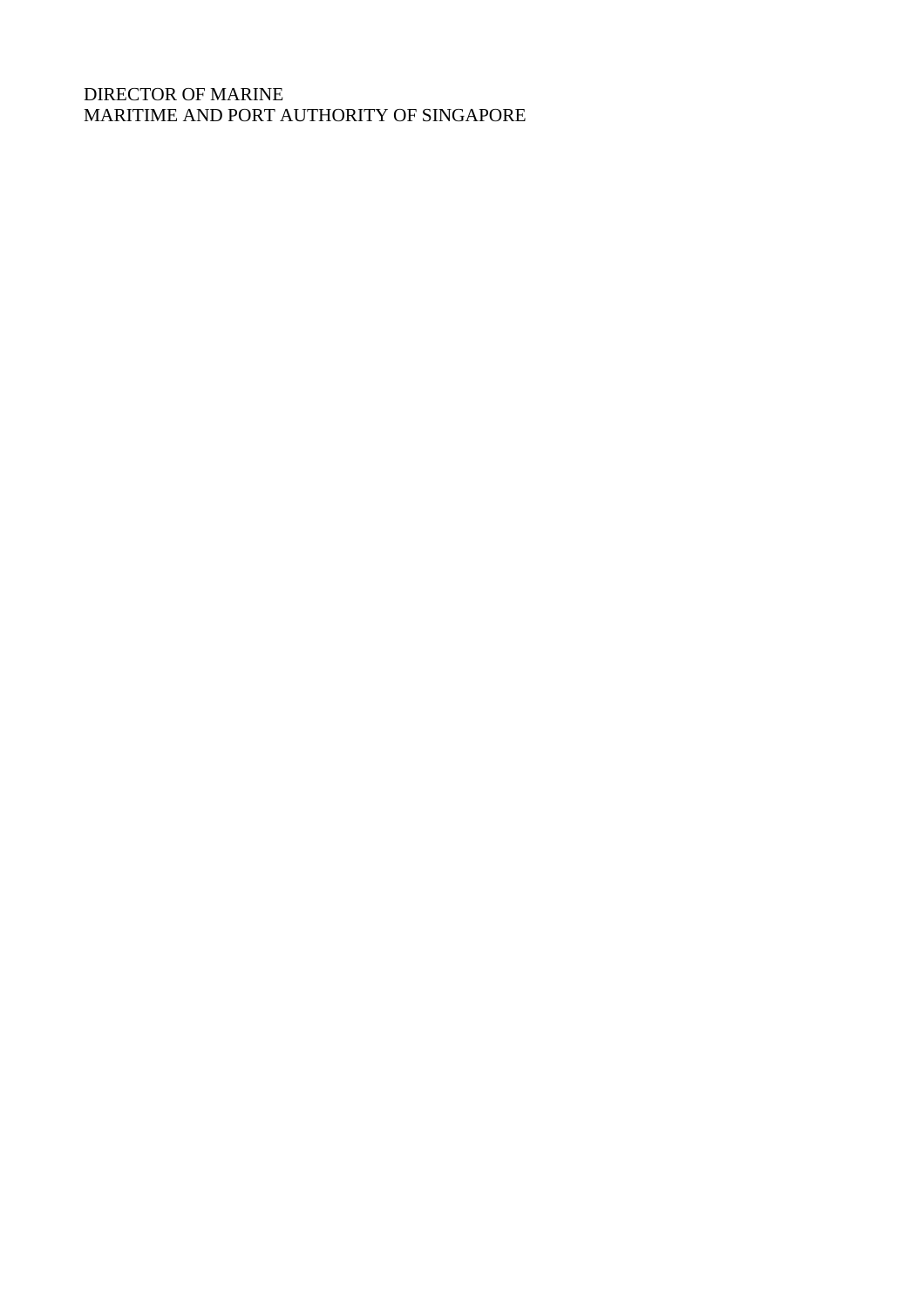DIRECTOR OF MARINE
MARITIME AND PORT AUTHORITY OF SINGAPORE